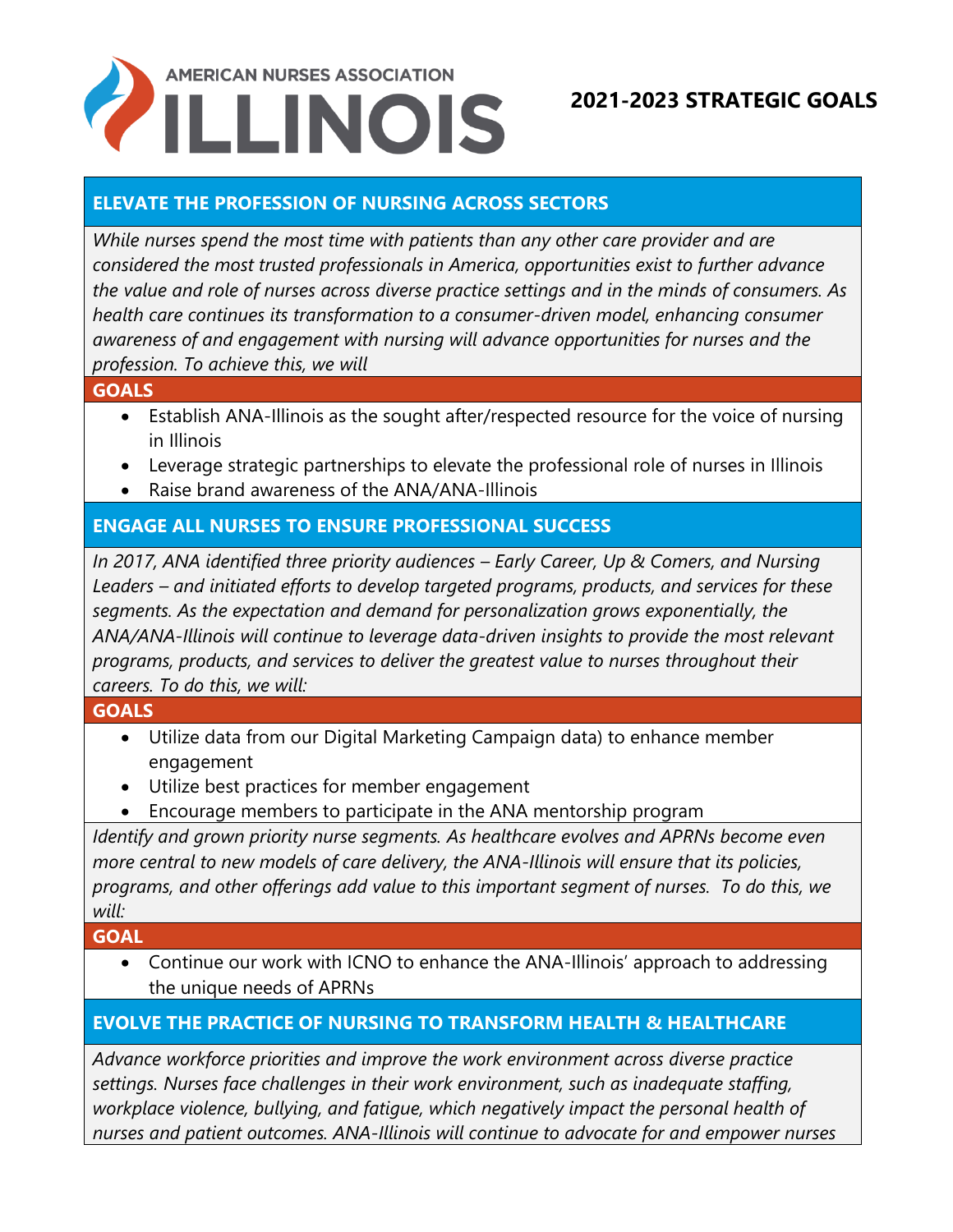# AMERICAN NURSES ASSOCIATION ILLINOIS

## 2021-2023 STRATEGIC GOALS

### ELEVATE THE PROFESSION OF NURSING ACROSS SECTORS

*While nurses spend the most time with patients than any other care provider and are considered the most trusted professionals in America, opportunities exist to further advance the value and role of nurses across diverse practice settings and in the minds of consumers. As health care continues its transformation to a consumer-driven model, enhancing consumer awareness of and engagement with nursing will advance opportunities for nurses and the profession. To achieve this, we will*

**GOALS**

- Establish ANA-Illinois as the sought after/respected resource for the voice of nursing in Illinois
- Leverage strategic partnerships to elevate the professional role of nurses in Illinois
- Raise brand awareness of the ANA/ANA-Illinois

### ENGAGE ALL NURSES TO ENSURE PROFESSIONAL SUCCESS

*In 2017, ANA identified three priority audiences – Early Career, Up & Comers, and Nursing Leaders – and initiated efforts to develop targeted programs, products, and services for these segments. As the expectation and demand for personalization grows exponentially, the ANA/ANA-Illinois will continue to leverage data-driven insights to provide the most relevant programs, products, and services to deliver the greatest value to nurses throughout their careers. To do this, we will:*

**GOALS**

- Utilize data from our Digital Marketing Campaign data) to enhance member engagement
- Utilize best practices for member engagement
- Encourage members to participate in the ANA mentorship program

*Identify and grown priority nurse segments. As healthcare evolves and APRNs become even more central to new models of care delivery, the ANA-Illinois will ensure that its policies, programs, and other offerings add value to this important segment of nurses. To do this, we will:*

**GOAL**

- Continue our work with ICNO to enhance the ANA-Illinois' approach to addressing the unique needs of APRNs

### EVOLVE THE PRACTICE OF NURSING TO TRANSFORM HEALTH & HEALTHCARE

*Advance workforce priorities and improve the work environment across diverse practice settings. Nurses face challenges in their work environment, such as inadequate staffing, workplace violence, bullying, and fatigue, which negatively impact the personal health of nurses and patient outcomes. ANA-Illinois will continue to advocate for and empower nurses*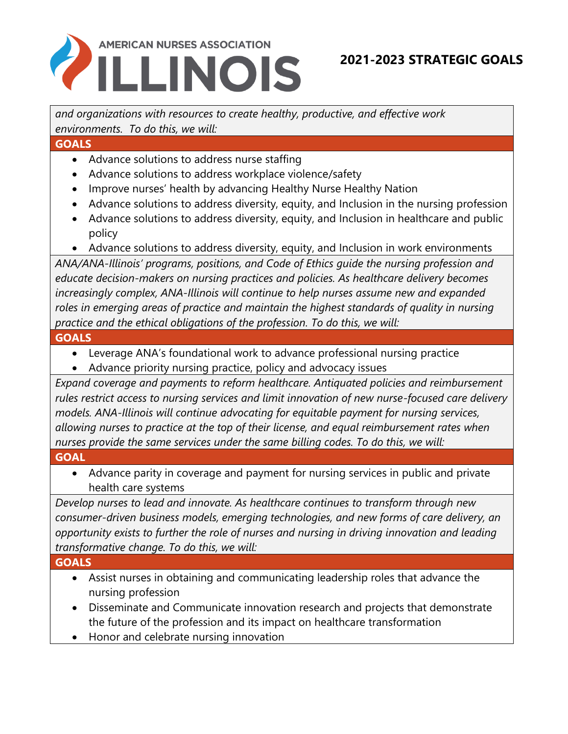*and organizations with resources to create healthy, productive, and effective work environments. To do this, we will:*

**GOALS**

- Advance solutions to address nurse staffing
- Advance solutions to address workplace violence/safety
- Improve nurses' health by advancing Healthy Nurse Healthy Nation
- Advance solutions to address diversity, equity, and Inclusion in the nursing profession
- Advance solutions to address diversity, equity, and Inclusion in healthcare and public policy
- Advance solutions to address diversity, equity, and Inclusion in work environments

*ANA/ANA-Illinois' programs, positions, and Code of Ethics guide the nursing profession and educate decision-makers on nursing practices and policies. As healthcare delivery becomes increasingly complex, ANA-Illinois will continue to help nurses assume new and expanded roles in emerging areas of practice and maintain the highest standards of quality in nursing practice and the ethical obligations of the profession. To do this, we will:*

**GOALS**

- Leverage ANA's foundational work to advance professional nursing practice
- Advance priority nursing practice, policy and advocacy issues

*Expand coverage and payments to reform healthcare. Antiquated policies and reimbursement rules restrict access to nursing services and limit innovation of new nurse-focused care delivery models. ANA-Illinois will continue advocating for equitable payment for nursing services, allowing nurses to practice at the top of their license, and equal reimbursement rates when nurses provide the same services under the same billing codes. To do this, we will:*

**GOAL**

- Advance parity in coverage and payment for nursing services in public and private health care systems

*Develop nurses to lead and innovate. As healthcare continues to transform through new consumer-driven business models, emerging technologies, and new forms of care delivery, an opportunity exists to further the role of nurses and nursing in driving innovation and leading transformative change. To do this, we will:*

**GOALS**

- Assist nurses in obtaining and communicating leadership roles that advance the nursing profession
- Disseminate and Communicate innovation research and projects that demonstrate the future of the profession and its impact on healthcare transformation
- Honor and celebrate nursing innovation